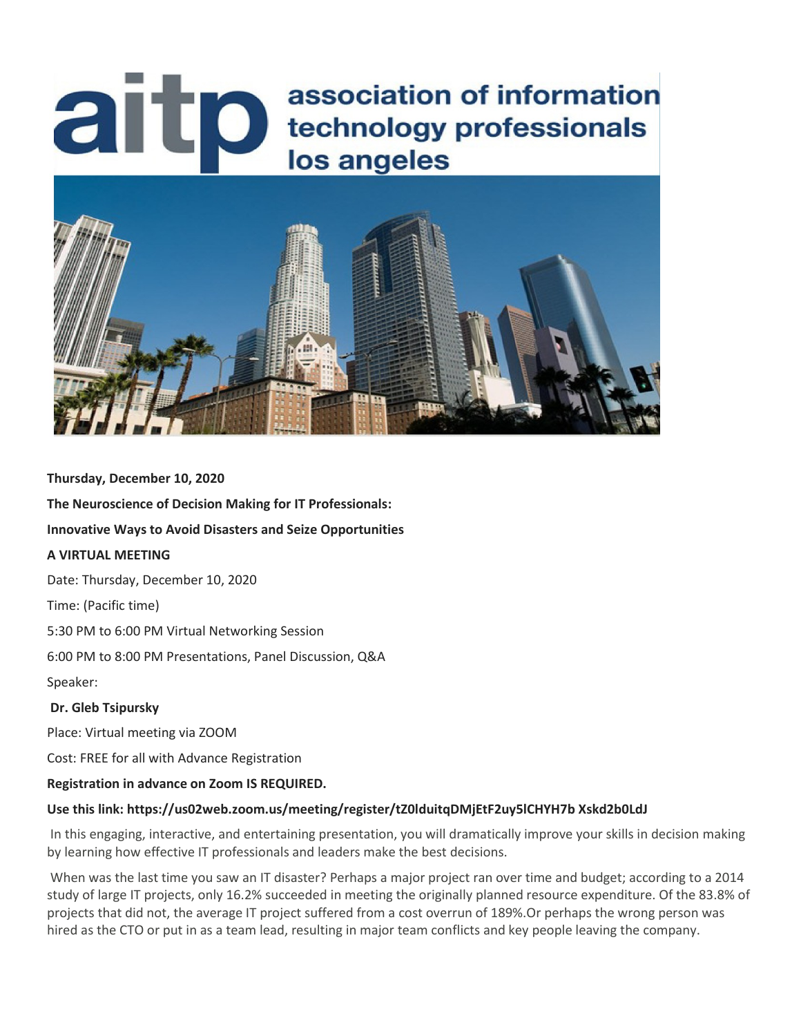# aitp association of information technology professionals los angeles

**Thursday, December 10, 2020**

**The Neuroscience of Decision Making for IT Professionals:**

**Innovative Ways to Avoid Disasters and Seize Opportunities**

**A VIRTUAL MEETING**

Date: Thursday, December 10, 2020

Time: (Pacific time)

5:30 PM to 6:00 PM Virtual Networking Session

6:00 PM to 8:00 PM Presentations, Panel Discussion, Q&A

Speaker:

**Dr. Gleb Tsipursky**

Place: Virtual meeting via ZOOM

Cost: FREE for all with Advance Registration

**Registration in advance on Zoom IS REQUIRED.**

**Use this link: https://us02web.zoom.us/meeting/register/tZ0lduitqDMjEtF2uy5lCHYH7b Xskd2b0LdJ**

In this engaging, interactive, and entertaining presentation, you will dramatically improve your skills in decision making by learning how effective IT professionals and leaders make the best decisions.

When was the last time you saw an IT disaster? Perhaps a major project ran over time and budget; according to a 2014 study of large IT projects, only 16.2% succeeded in meeting the originally planned resource expenditure. Of the 83.8% of projects that did not, the average IT project suffered from a cost overrun of 189%.Or perhaps the wrong person was hired as the CTO or put in as a team lead, resulting in major team conflicts and key people leaving the company.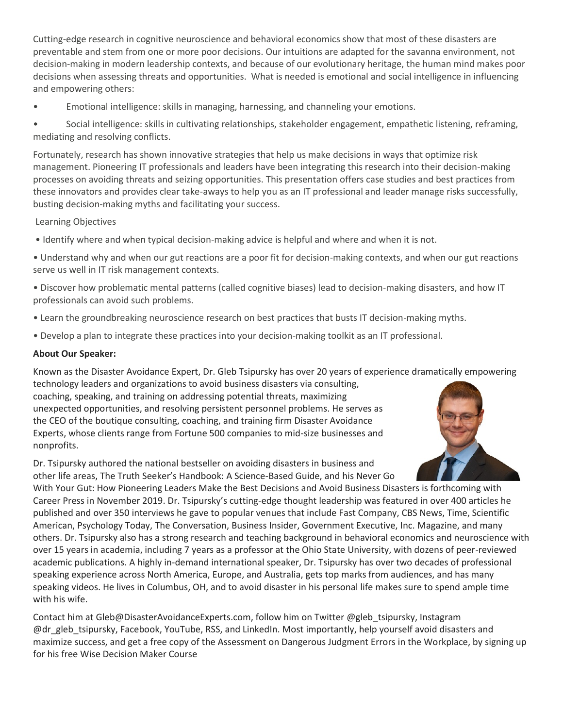Cutting-edge research in cognitive neuroscience and behavioral economics show that most of these disasters are preventable and stem from one or more poor decisions. Our intuitions are adapted for the savanna environment, not decision-making in modern leadership contexts, and because of our evolutionary heritage, the human mind makes poor decisions when assessing threats and opportunities. What is needed is emotional and social intelligence in influencing and empowering others:

- Emotional intelligence: skills in managing, harnessing, and channeling your emotions.
- Social intelligence: skills in cultivating relationships, stakeholder engagement, empathetic listening, reframing, mediating and resolving conflicts.

Fortunately, research has shown innovative strategies that help us make decisions in ways that optimize risk management. Pioneering IT professionals and leaders have been integrating this research into their decision-making processes on avoiding threats and seizing opportunities. This presentation offers case studies and best practices from these innovators and provides clear take-aways to help you as an IT professional and leader manage risks successfully, busting decision-making myths and facilitating your success.

Learning Objectives

- Identify where and when typical decision-making advice is helpful and where and when it is not.
- Understand why and when our gut reactions are a poor fit for decision-making contexts, and when our gut reactions serve us well in IT risk management contexts.
- Discover how problematic mental patterns (called cognitive biases) lead to decision-making disasters, and how IT professionals can avoid such problems.
- Learn the groundbreaking neuroscience research on best practices that busts IT decision-making myths.
- Develop a plan to integrate these practices into your decision-making toolkit as an IT professional.

**About Our Speaker:**

Known as the Disaster Avoidance Expert, Dr. Gleb Tsipursky has over 20 years of experience dramatically empowering technology leaders and organizations to avoid business disasters via consulting, coaching, speaking, and training on addressing potential threats, maximizing unexpected opportunities, and resolving persistent personnel problems. He serves as the CEO of the boutique consulting, coaching, and training firm Disaster Avoidance Experts, whose clients range from Fortune 500 companies to mid-size businesses and nonprofits.

Dr. Tsipursky authored the national bestseller on avoiding disasters in business and other life areas, The Truth Seeker's Handbook: A Science-Based Guide, and his Never Go With Your Gut: How Pioneering Leaders Make the Best Decisions and Avoid Business Disasters is forthcoming with Career Press in November 2019. Dr. Tsipursky's cutting-edge thought leadership was featured in over 400 articles he published and over 350 interviews he gave to popular venues that include Fast Company, CBS News, Time, Scientific American, Psychology Today, The Conversation, Business Insider, Government Executive, Inc. Magazine, and many others. Dr. Tsipursky also has a strong research and teaching background in behavioral economics and neuroscience with over 15 years in academia, including 7 years as a professor at the Ohio State University, with dozens of peer-reviewed academic publications. A highly in-demand international speaker, Dr. Tsipursky has over two decades of professional speaking experience across North America, Europe, and Australia, gets top marks from audiences, and has many speaking videos. He lives in Columbus, OH, and to avoid disaster in his personal life makes sure to spend ample time with his wife.

Contact him at Gleb@DisasterAvoidanceExperts.com, follow him on Twitter @gleb_tsipursky, Instagram @dr_gleb_tsipursky, Facebook, YouTube, RSS, and LinkedIn. Most importantly, help yourself avoid disasters and maximize success, and get a free copy of the Assessment on Dangerous Judgment Errors in the Workplace, by signing up for his free Wise Decision Maker Course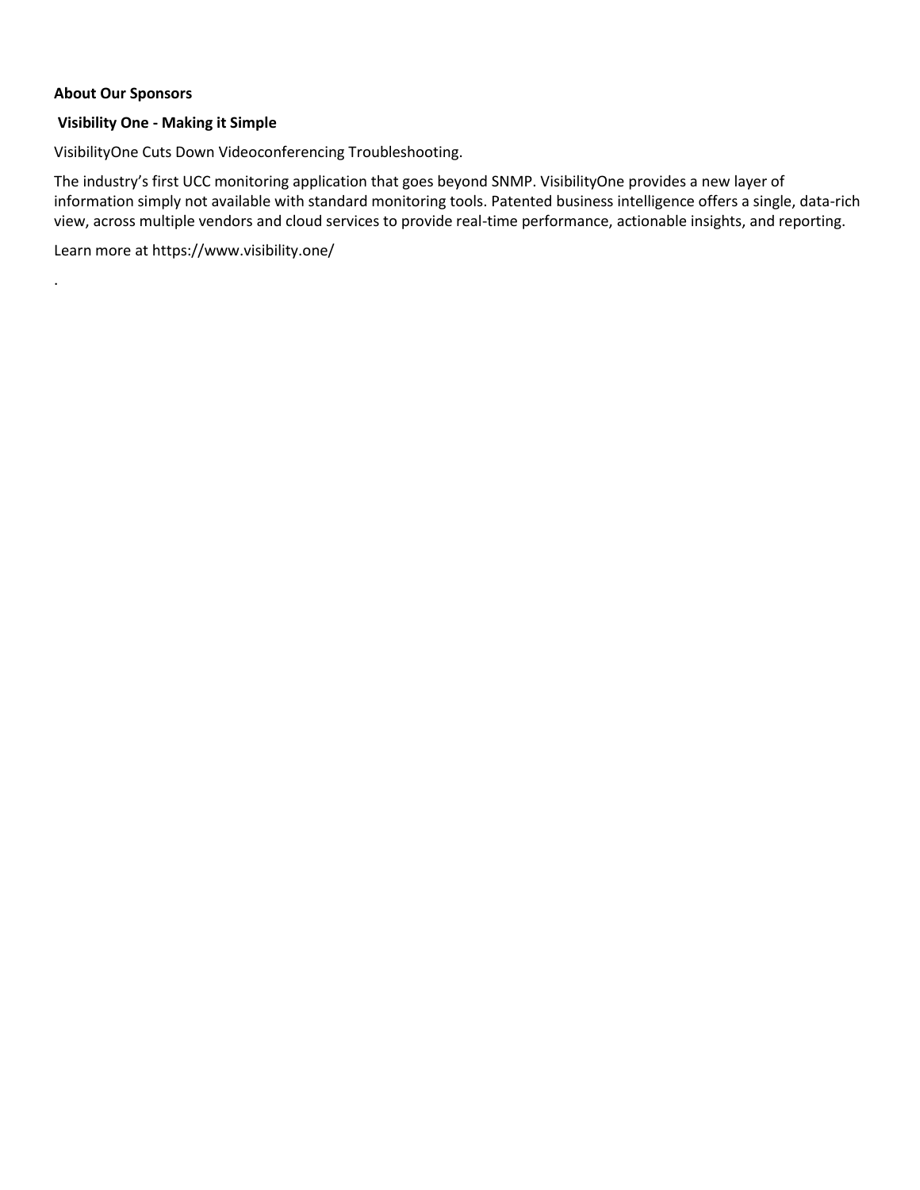**About Our Sponsors**

**Visibility One - Making it Simple**

VisibilityOne Cuts Down Videoconferencing Troubleshooting.

The industry's first UCC monitoring application that goes beyond SNMP. VisibilityOne provides a new layer of information simply not available with standard monitoring tools. Patented business intelligence offers a single, data-rich view, across multiple vendors and cloud services to provide real-time performance, actionable insights, and reporting.

Learn more at https://www.visibility.one/

.